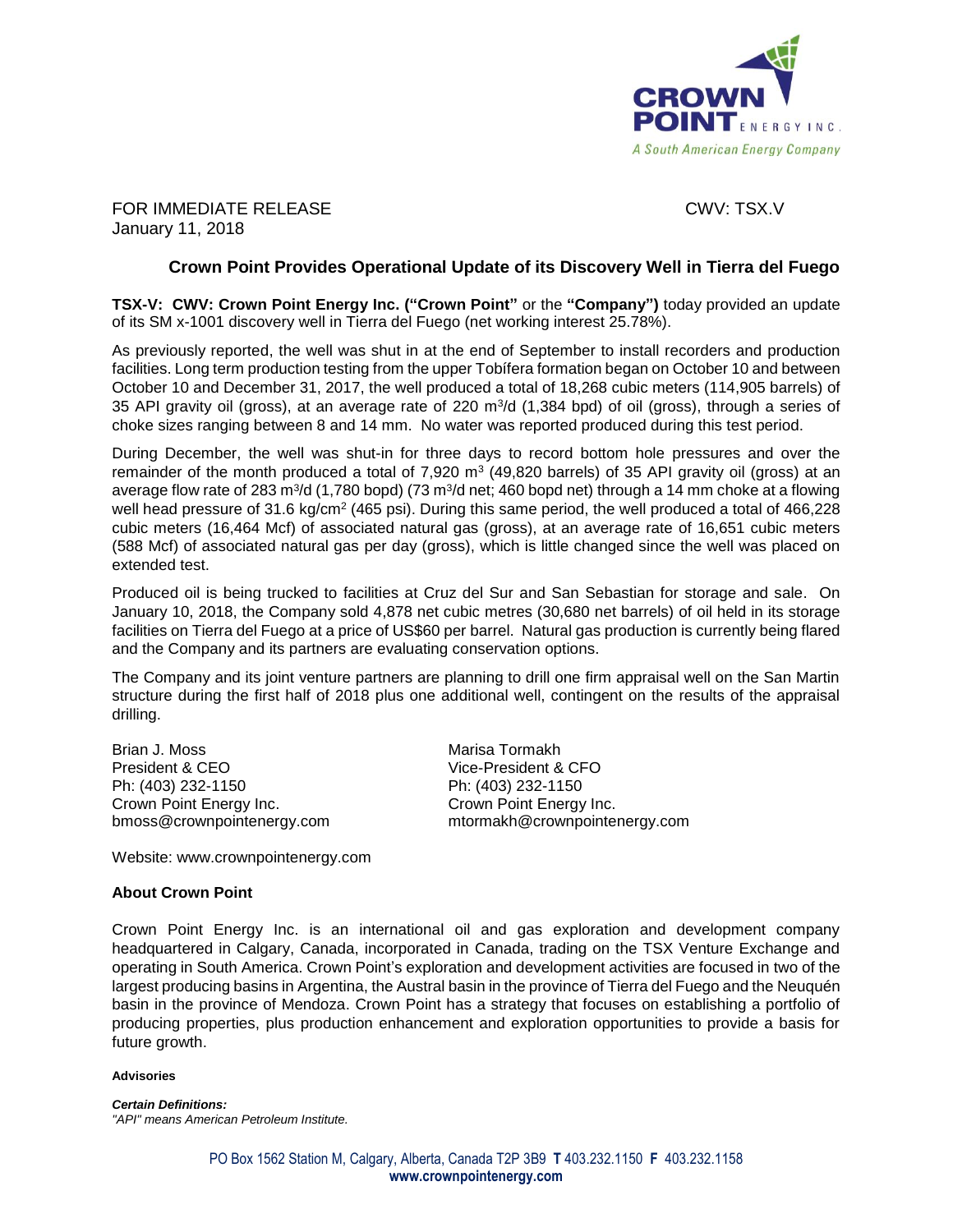FOR IMMEDIATE RELEASE
January 11, 2018

CWV: TSX.V

## Crown Point Provides Operational Update of its Discovery Well in Tierra del Fuego

**TSX-V: CWV: Crown Point Energy Inc. ("Crown Point"** or the **"Company")** today provided an update of its SM x-1001 discovery well in Tierra del Fuego (net working interest 25.78%).

As previously reported, the well was shut in at the end of September to install recorders and production facilities. Long term production testing from the upper Tobífera formation began on October 10 and between October 10 and December 31, 2017, the well produced a total of 18,268 cubic meters (114,905 barrels) of 35 API gravity oil (gross), at an average rate of 220 $m^3$/d (1,384 bpd) of oil (gross), through a series of choke sizes ranging between 8 and 14 mm. No water was reported produced during this test period.

During December, the well was shut-in for three days to record bottom hole pressures and over the remainder of the month produced a total of 7,920 $m^3$ (49,820 barrels) of 35 API gravity oil (gross) at an average flow rate of 283 $m^3$/d (1,780 bopd) (73 $m^3$/d net; 460 bopd net) through a 14 mm choke at a flowing well head pressure of 31.6 kg/$cm^2$ (465 psi). During this same period, the well produced a total of 466,228 cubic meters (16,464 Mcf) of associated natural gas (gross), at an average rate of 16,651 cubic meters (588 Mcf) of associated natural gas per day (gross), which is little changed since the well was placed on extended test.

Produced oil is being trucked to facilities at Cruz del Sur and San Sebastian for storage and sale. On January 10, 2018, the Company sold 4,878 net cubic metres (30,680 net barrels) of oil held in its storage facilities on Tierra del Fuego at a price of US$60 per barrel. Natural gas production is currently being flared and the Company and its partners are evaluating conservation options.

The Company and its joint venture partners are planning to drill one firm appraisal well on the San Martin structure during the first half of 2018 plus one additional well, contingent on the results of the appraisal drilling.

Brian J. Moss
President & CEO
Ph: (403) 232-1150
Crown Point Energy Inc.
bmoss@crownpointenergy.com

Marisa Tormakh
Vice-President & CFO
Ph: (403) 232-1150
Crown Point Energy Inc.
mtormakh@crownpointenergy.com

Website: www.crownpointenergy.com

### About Crown Point

Crown Point Energy Inc. is an international oil and gas exploration and development company headquartered in Calgary, Canada, incorporated in Canada, trading on the TSX Venture Exchange and operating in South America. Crown Point's exploration and development activities are focused in two of the largest producing basins in Argentina, the Austral basin in the province of Tierra del Fuego and the Neuquén basin in the province of Mendoza. Crown Point has a strategy that focuses on establishing a portfolio of producing properties, plus production enhancement and exploration opportunities to provide a basis for future growth.

#### Advisories

***Certain Definitions:***
*"API" means American Petroleum Institute.*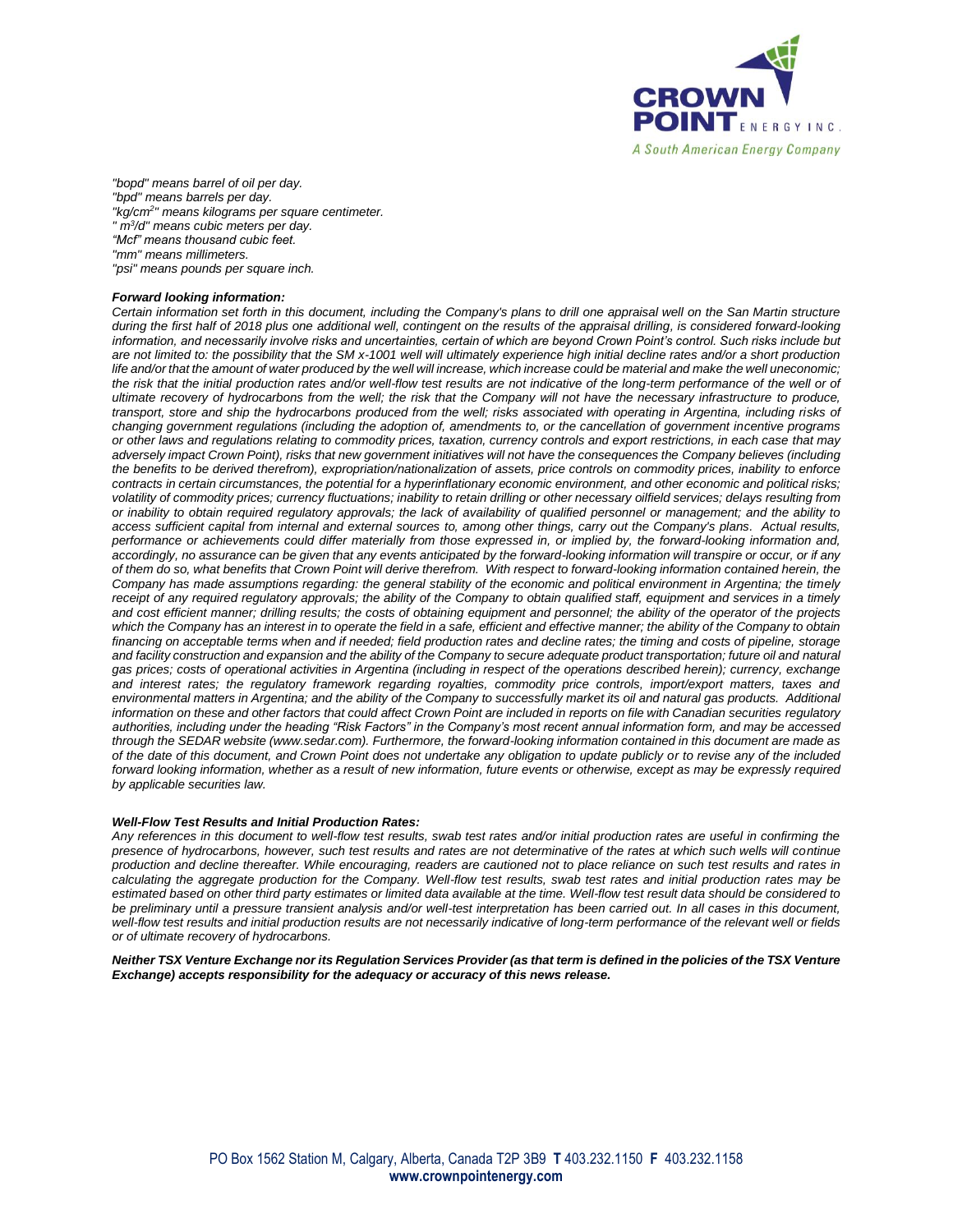*"bopd" means barrel of oil per day.*
*"bpd" means barrels per day.*
*"kg/cm$^2$" means kilograms per square centimeter.*
*" m$^3$/d" means cubic meters per day.*
*"Mcf" means thousand cubic feet.*
*"mm" means millimeters.*
*"psi" means pounds per square inch.*

***Forward looking information:***

*Certain information set forth in this document, including the Company's plans to drill one appraisal well on the San Martin structure during the first half of 2018 plus one additional well, contingent on the results of the appraisal drilling, is considered forward-looking information, and necessarily involve risks and uncertainties, certain of which are beyond Crown Point's control. Such risks include but are not limited to: the possibility that the SM x-1001 well will ultimately experience high initial decline rates and/or a short production life and/or that the amount of water produced by the well will increase, which increase could be material and make the well uneconomic; the risk that the initial production rates and/or well-flow test results are not indicative of the long-term performance of the well or of ultimate recovery of hydrocarbons from the well; the risk that the Company will not have the necessary infrastructure to produce, transport, store and ship the hydrocarbons produced from the well; risks associated with operating in Argentina, including risks of changing government regulations (including the adoption of, amendments to, or the cancellation of government incentive programs or other laws and regulations relating to commodity prices, taxation, currency controls and export restrictions, in each case that may adversely impact Crown Point), risks that new government initiatives will not have the consequences the Company believes (including the benefits to be derived therefrom), expropriation/nationalization of assets, price controls on commodity prices, inability to enforce contracts in certain circumstances, the potential for a hyperinflationary economic environment, and other economic and political risks; volatility of commodity prices; currency fluctuations; inability to retain drilling or other necessary oilfield services; delays resulting from or inability to obtain required regulatory approvals; the lack of availability of qualified personnel or management; and the ability to access sufficient capital from internal and external sources to, among other things, carry out the Company's plans. Actual results, performance or achievements could differ materially from those expressed in, or implied by, the forward-looking information and, accordingly, no assurance can be given that any events anticipated by the forward-looking information will transpire or occur, or if any of them do so, what benefits that Crown Point will derive therefrom. With respect to forward-looking information contained herein, the Company has made assumptions regarding: the general stability of the economic and political environment in Argentina; the timely receipt of any required regulatory approvals; the ability of the Company to obtain qualified staff, equipment and services in a timely and cost efficient manner; drilling results; the costs of obtaining equipment and personnel; the ability of the operator of the projects which the Company has an interest in to operate the field in a safe, efficient and effective manner; the ability of the Company to obtain financing on acceptable terms when and if needed; field production rates and decline rates; the timing and costs of pipeline, storage and facility construction and expansion and the ability of the Company to secure adequate product transportation; future oil and natural gas prices; costs of operational activities in Argentina (including in respect of the operations described herein); currency, exchange and interest rates; the regulatory framework regarding royalties, commodity price controls, import/export matters, taxes and environmental matters in Argentina; and the ability of the Company to successfully market its oil and natural gas products. Additional information on these and other factors that could affect Crown Point are included in reports on file with Canadian securities regulatory authorities, including under the heading "Risk Factors" in the Company's most recent annual information form, and may be accessed through the SEDAR website (www.sedar.com). Furthermore, the forward-looking information contained in this document are made as of the date of this document, and Crown Point does not undertake any obligation to update publicly or to revise any of the included forward looking information, whether as a result of new information, future events or otherwise, except as may be expressly required by applicable securities law.*

***Well-Flow Test Results and Initial Production Rates:***

*Any references in this document to well-flow test results, swab test rates and/or initial production rates are useful in confirming the presence of hydrocarbons, however, such test results and rates are not determinative of the rates at which such wells will continue production and decline thereafter. While encouraging, readers are cautioned not to place reliance on such test results and rates in calculating the aggregate production for the Company. Well-flow test results, swab test rates and initial production rates may be estimated based on other third party estimates or limited data available at the time. Well-flow test result data should be considered to be preliminary until a pressure transient analysis and/or well-test interpretation has been carried out. In all cases in this document, well-flow test results and initial production results are not necessarily indicative of long-term performance of the relevant well or fields or of ultimate recovery of hydrocarbons.*

***Neither TSX Venture Exchange nor its Regulation Services Provider (as that term is defined in the policies of the TSX Venture Exchange) accepts responsibility for the adequacy or accuracy of this news release.***